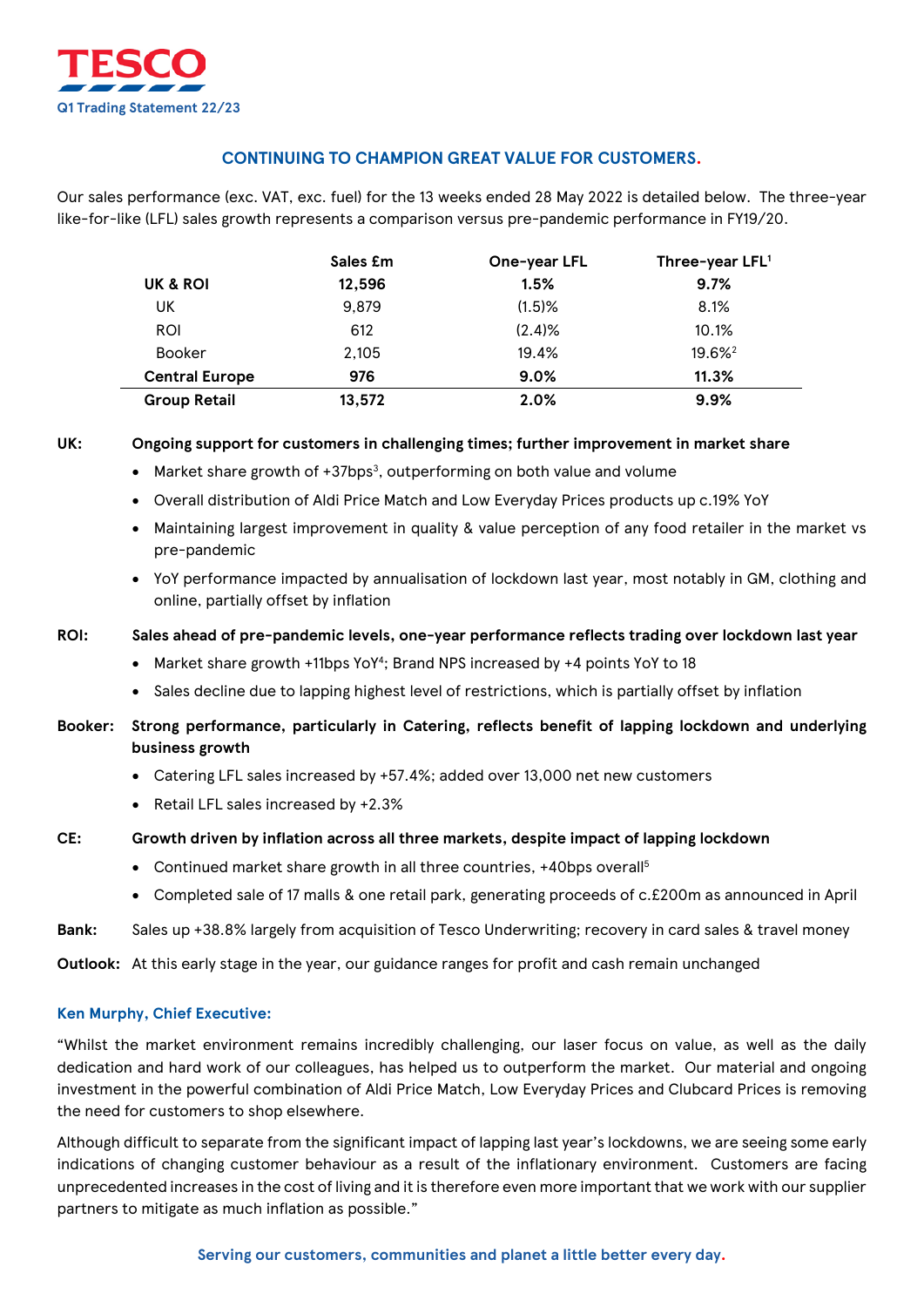# TESCO

Q1 Trading Statement 22/23

## CONTINUING TO CHAMPION GREAT VALUE FOR CUSTOMERS.

Our sales performance (exc. VAT, exc. fuel) for the 13 weeks ended 28 May 2022 is detailed below. The three-year like-for-like (LFL) sales growth represents a comparison versus pre-pandemic performance in FY19/20.

| | Sales £m | One-year LFL | Three-year LFL[1] |
|---|---|---|---|
| **UK & ROI** | **12,596** | **1.5%** | **9.7%** |
| UK | 9,879 | (1.5)% | 8.1% |
| ROI | 612 | (2.4)% | 10.1% |
| Booker | 2,105 | 19.4% | 19.6%[2] |
| **Central Europe** | **976** | **9.0%** | **11.3%** |
| **Group Retail** | **13,572** | **2.0%** | **9.9%** |

**UK: Ongoing support for customers in challenging times; further improvement in market share**

- Market share growth of +37bps[3], outperforming on both value and volume
- Overall distribution of Aldi Price Match and Low Everyday Prices products up c.19% YoY
- Maintaining largest improvement in quality & value perception of any food retailer in the market vs pre-pandemic
- YoY performance impacted by annualisation of lockdown last year, most notably in GM, clothing and online, partially offset by inflation

**ROI: Sales ahead of pre-pandemic levels, one-year performance reflects trading over lockdown last year**

- Market share growth +11bps YoY[4]; Brand NPS increased by +4 points YoY to 18
- Sales decline due to lapping highest level of restrictions, which is partially offset by inflation

**Booker: Strong performance, particularly in Catering, reflects benefit of lapping lockdown and underlying business growth**

- Catering LFL sales increased by +57.4%; added over 13,000 net new customers
- Retail LFL sales increased by +2.3%

**CE: Growth driven by inflation across all three markets, despite impact of lapping lockdown**

- Continued market share growth in all three countries, +40bps overall[5]
- Completed sale of 17 malls & one retail park, generating proceeds of c.£200m as announced in April

**Bank:** Sales up +38.8% largely from acquisition of Tesco Underwriting; recovery in card sales & travel money

**Outlook:** At this early stage in the year, our guidance ranges for profit and cash remain unchanged

### Ken Murphy, Chief Executive:

"Whilst the market environment remains incredibly challenging, our laser focus on value, as well as the daily dedication and hard work of our colleagues, has helped us to outperform the market. Our material and ongoing investment in the powerful combination of Aldi Price Match, Low Everyday Prices and Clubcard Prices is removing the need for customers to shop elsewhere.

Although difficult to separate from the significant impact of lapping last year's lockdowns, we are seeing some early indications of changing customer behaviour as a result of the inflationary environment. Customers are facing unprecedented increases in the cost of living and it is therefore even more important that we work with our supplier partners to mitigate as much inflation as possible."

Serving our customers, communities and planet a little better every day.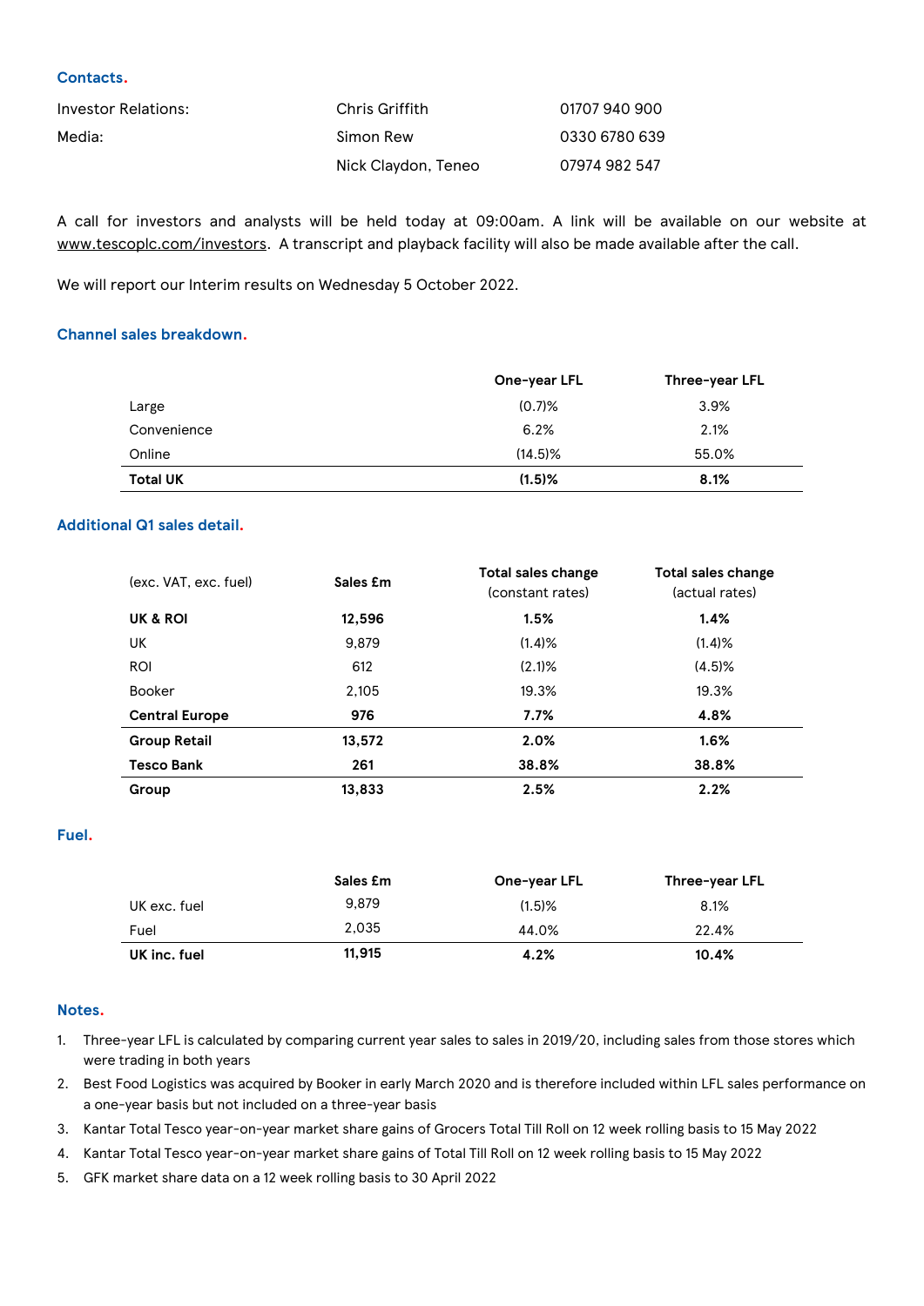## Contacts.

| | | |
|---|---|---|
| Investor Relations: | Chris Griffith | 01707 940 900 |
| Media: | Simon Rew | 0330 6780 639 |
| | Nick Claydon, Teneo | 07974 982 547 |

A call for investors and analysts will be held today at 09:00am. A link will be available on our website at www.tescoplc.com/investors. A transcript and playback facility will also be made available after the call.

We will report our Interim results on Wednesday 5 October 2022.

## Channel sales breakdown.

| | One-year LFL | Three-year LFL |
|---|---|---|
| Large | (0.7)% | 3.9% |
| Convenience | 6.2% | 2.1% |
| Online | (14.5)% | 55.0% |
| **Total UK** | **(1.5)%** | **8.1%** |

## Additional Q1 sales detail.

| (exc. VAT, exc. fuel) | Sales £m | Total sales change (constant rates) | Total sales change (actual rates) |
|---|---|---|---|
| **UK & ROI** | **12,596** | **1.5%** | **1.4%** |
| UK | 9,879 | (1.4)% | (1.4)% |
| ROI | 612 | (2.1)% | (4.5)% |
| Booker | 2,105 | 19.3% | 19.3% |
| **Central Europe** | **976** | **7.7%** | **4.8%** |
| **Group Retail** | **13,572** | **2.0%** | **1.6%** |
| **Tesco Bank** | **261** | **38.8%** | **38.8%** |
| **Group** | **13,833** | **2.5%** | **2.2%** |

## Fuel.

| | Sales £m | One-year LFL | Three-year LFL |
|---|---|---|---|
| UK exc. fuel | 9,879 | (1.5)% | 8.1% |
| Fuel | 2,035 | 44.0% | 22.4% |
| **UK inc. fuel** | **11,915** | **4.2%** | **10.4%** |

## Notes.

1. Three-year LFL is calculated by comparing current year sales to sales in 2019/20, including sales from those stores which were trading in both years
2. Best Food Logistics was acquired by Booker in early March 2020 and is therefore included within LFL sales performance on a one-year basis but not included on a three-year basis
3. Kantar Total Tesco year-on-year market share gains of Grocers Total Till Roll on 12 week rolling basis to 15 May 2022
4. Kantar Total Tesco year-on-year market share gains of Total Till Roll on 12 week rolling basis to 15 May 2022
5. GFK market share data on a 12 week rolling basis to 30 April 2022